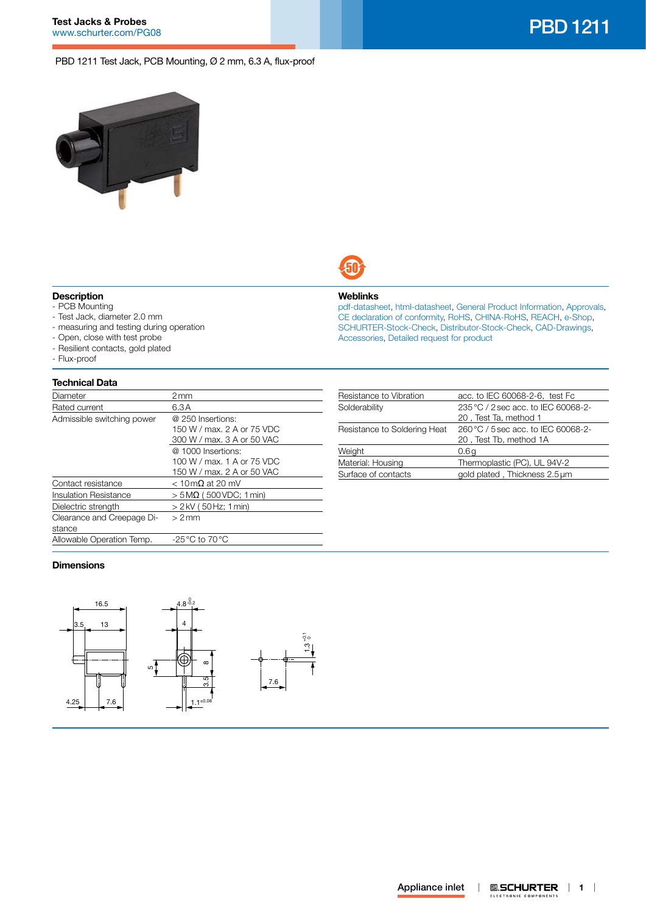# PBD 1211

PBD 1211 Test Jack, PCB Mounting, Ø 2 mm, 6.3 A, flux-proof

## Description

- PCB Mounting
- Test Jack, diameter 2.0 mm
- measuring and testing during operation
- Open, close with test probe
- Resilient contacts, gold plated
- Flux-proof

## Weblinks

pdf-datasheet, html-datasheet, General Product Information, Approvals, CE declaration of conformity, RoHS, CHINA-RoHS, REACH, e-Shop, SCHURTER-Stock-Check, Distributor-Stock-Check, CAD-Drawings, Accessories, Detailed request for product

## Technical Data

| | |
|---|---|
| Diameter | 2 mm |
| Rated current | 6.3 A |
| Admissible switching power | @ 250 Insertions:<br>150 W / max. 2 A or 75 VDC<br>300 W / max. 3 A or 50 VAC |
| | @ 1000 Insertions:<br>100 W / max. 1 A or 75 VDC<br>150 W / max. 2 A or 50 VAC |
| Contact resistance | < 10 mΩ at 20 mV |
| Insulation Resistance | > 5 MΩ ( 500 VDC; 1 min) |
| Dielectric strength | > 2 kV ( 50 Hz; 1 min) |
| Clearance and Creepage Distance | > 2 mm |
| Allowable Operation Temp. | -25 °C to 70 °C |

| | |
|---|---|
| Resistance to Vibration | acc. to IEC 60068-2-6, test Fc |
| Solderability | 235 °C / 2 sec acc. to IEC 60068-2-20 , Test Ta, method 1 |
| Resistance to Soldering Heat | 260 °C / 5 sec acc. to IEC 60068-2-20 , Test Tb, method 1A |
| Weight | 0.6 g |
| Material: Housing | Thermoplastic (PC), UL 94V-2 |
| Surface of contacts | gold plated , Thickness 2.5 µm |

## Dimensions

16.5, 3.5, 13, 4.25, 7.6, $4.8^{0}_{-0.2}$, 4, 5, 8, 3.5, $1.1^{\pm0.08}$, $1.3^{+0.1}_{0}$, 7.6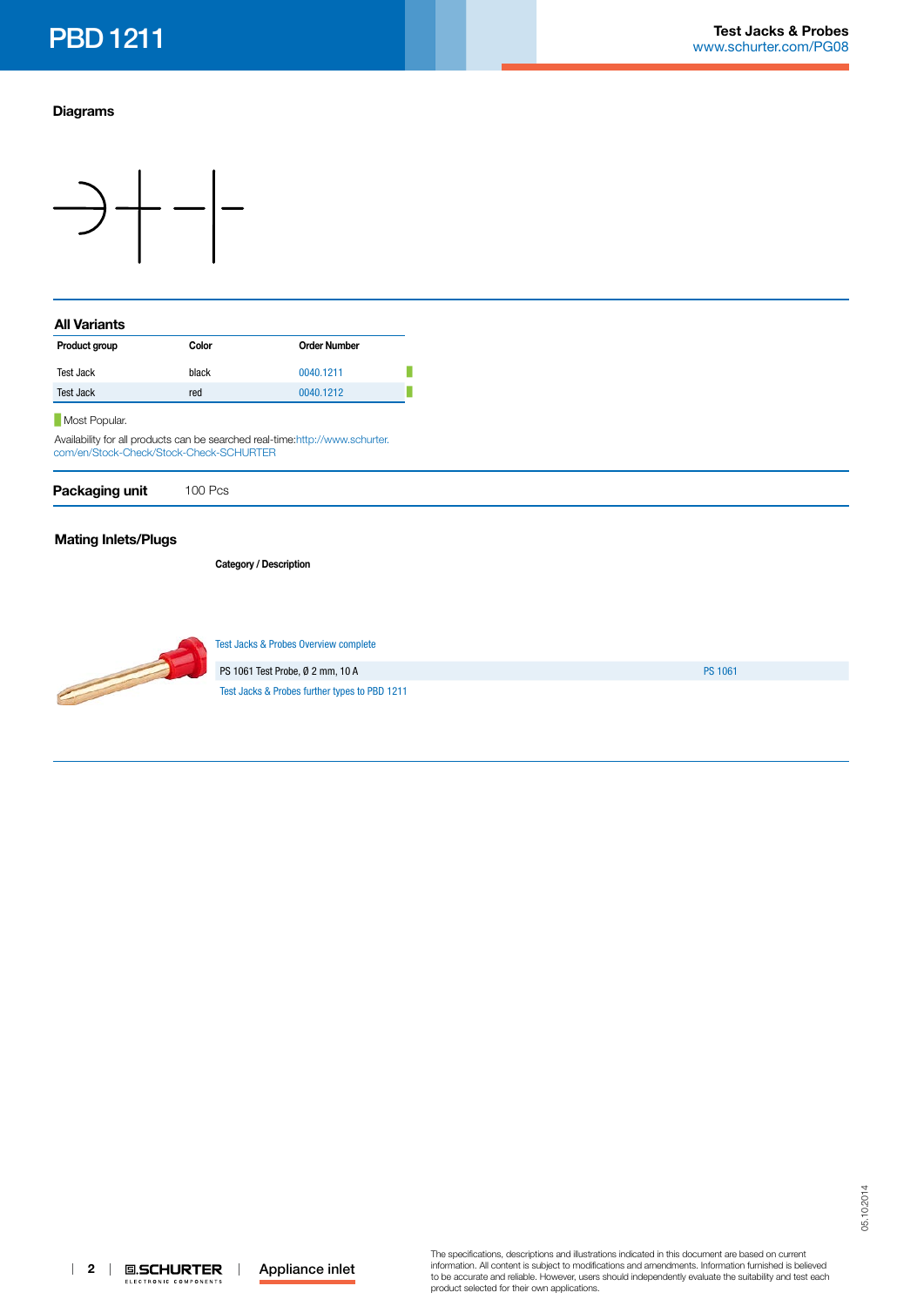## Diagrams

## All Variants

| Product group | Color | Order Number |
|---|---|---|
| Test Jack | black | 0040.1211 |
| Test Jack | red | 0040.1212 |

Most Popular.

Availability for all products can be searched real-time:http://www.schurter.com/en/Stock-Check/Stock-Check-SCHURTER

**Packaging unit** 100 Pcs

## Mating Inlets/Plugs

| Category / Description | |
|---|---|
| Test Jacks & Probes Overview complete | |
| PS 1061 Test Probe, Ø 2 mm, 10 A | PS 1061 |
| Test Jacks & Probes further types to PBD 1211 | |

The specifications, descriptions and illustrations indicated in this document are based on current information. All content is subject to modifications and amendments. Information furnished is believed to be accurate and reliable. However, users should independently evaluate the suitability and test each product selected for their own applications.